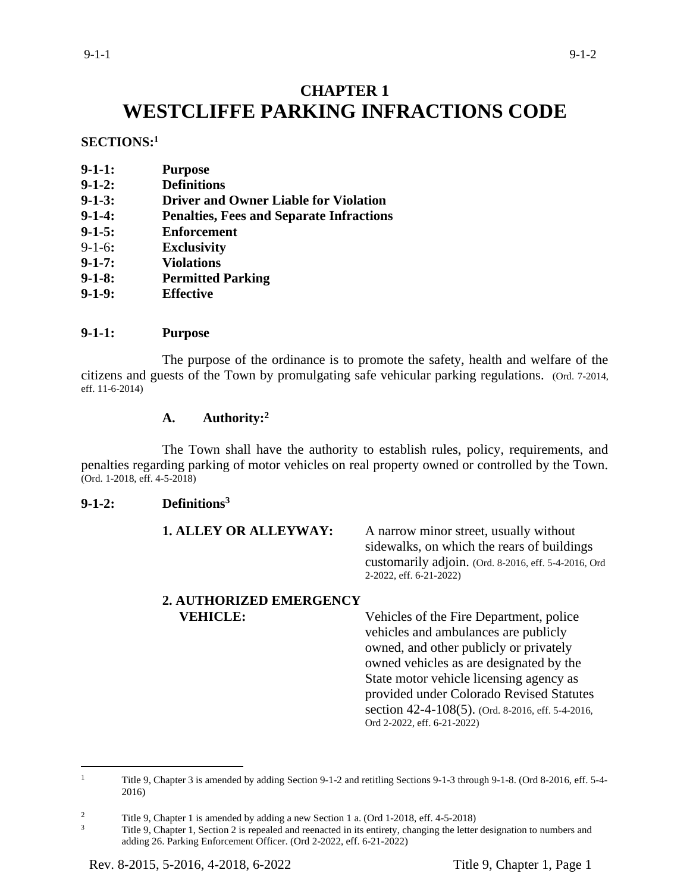# CHAPTER 1
# WESTCLIFFE PARKING INFRACTIONS CODE

**SECTIONS:**[1]

**9-1-1:** **Purpose**
**9-1-2:** **Definitions**
**9-1-3:** **Driver and Owner Liable for Violation**
**9-1-4:** **Penalties, Fees and Separate Infractions**
**9-1-5:** **Enforcement**
9-1-6**:** **Exclusivity**
**9-1-7:** **Violations**
**9-1-8:** **Permitted Parking**
**9-1-9:** **Effective**

## 9-1-1: Purpose

The purpose of the ordinance is to promote the safety, health and welfare of the citizens and guests of the Town by promulgating safe vehicular parking regulations. (Ord. 7-2014, eff. 11-6-2014)

### A. Authority:[2]

The Town shall have the authority to establish rules, policy, requirements, and penalties regarding parking of motor vehicles on real property owned or controlled by the Town. (Ord. 1-2018, eff. 4-5-2018)

## 9-1-2: Definitions[3]

**1. ALLEY OR ALLEYWAY:** A narrow minor street, usually without sidewalks, on which the rears of buildings customarily adjoin. (Ord. 8-2016, eff. 5-4-2016, Ord 2-2022, eff. 6-21-2022)

**2. AUTHORIZED EMERGENCY VEHICLE:** Vehicles of the Fire Department, police vehicles and ambulances are publicly owned, and other publicly or privately owned vehicles as are designated by the State motor vehicle licensing agency as provided under Colorado Revised Statutes section 42-4-108(5). (Ord. 8-2016, eff. 5-4-2016, Ord 2-2022, eff. 6-21-2022)

---

[1] Title 9, Chapter 3 is amended by adding Section 9-1-2 and retitling Sections 9-1-3 through 9-1-8. (Ord 8-2016, eff. 5-4-2016)

[2] Title 9, Chapter 1 is amended by adding a new Section 1 a. (Ord 1-2018, eff. 4-5-2018)

[3] Title 9, Chapter 1, Section 2 is repealed and reenacted in its entirety, changing the letter designation to numbers and adding 26. Parking Enforcement Officer. (Ord 2-2022, eff. 6-21-2022)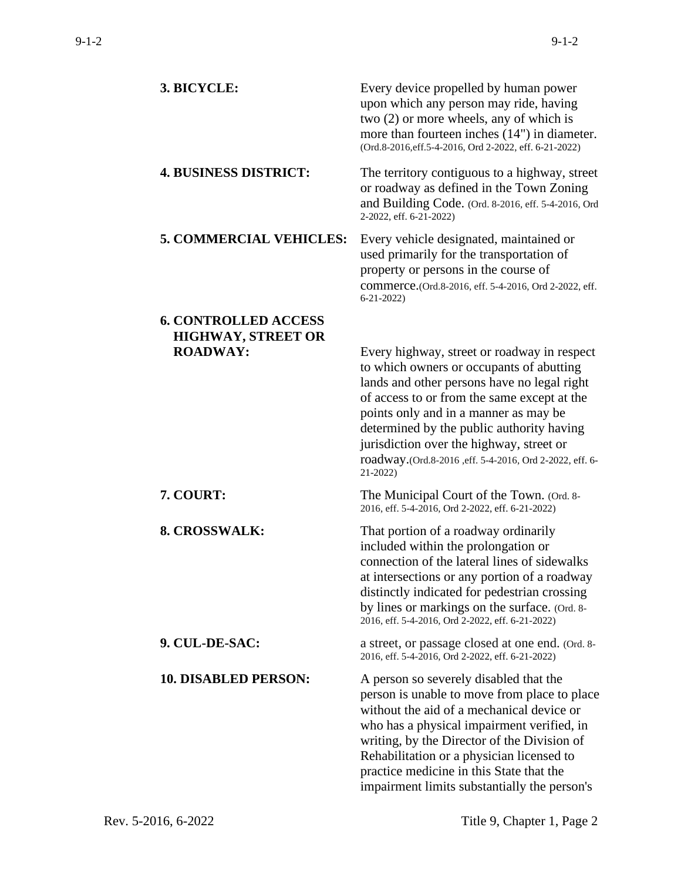**3. BICYCLE:** Every device propelled by human power upon which any person may ride, having two (2) or more wheels, any of which is more than fourteen inches (14") in diameter. (Ord.8-2016,eff.5-4-2016, Ord 2-2022, eff. 6-21-2022)

**4. BUSINESS DISTRICT:** The territory contiguous to a highway, street or roadway as defined in the Town Zoning and Building Code. (Ord. 8-2016, eff. 5-4-2016, Ord 2-2022, eff. 6-21-2022)

**5. COMMERCIAL VEHICLES:** Every vehicle designated, maintained or used primarily for the transportation of property or persons in the course of commerce.(Ord.8-2016, eff. 5-4-2016, Ord 2-2022, eff. 6-21-2022)

**6. CONTROLLED ACCESS HIGHWAY, STREET OR ROADWAY:** Every highway, street or roadway in respect to which owners or occupants of abutting lands and other persons have no legal right of access to or from the same except at the points only and in a manner as may be determined by the public authority having jurisdiction over the highway, street or roadway.(Ord.8-2016 ,eff. 5-4-2016, Ord 2-2022, eff. 6-21-2022)

**7. COURT:** The Municipal Court of the Town. (Ord. 8-2016, eff. 5-4-2016, Ord 2-2022, eff. 6-21-2022)

**8. CROSSWALK:** That portion of a roadway ordinarily included within the prolongation or connection of the lateral lines of sidewalks at intersections or any portion of a roadway distinctly indicated for pedestrian crossing by lines or markings on the surface. (Ord. 8-2016, eff. 5-4-2016, Ord 2-2022, eff. 6-21-2022)

**9. CUL-DE-SAC:** a street, or passage closed at one end. (Ord. 8-2016, eff. 5-4-2016, Ord 2-2022, eff. 6-21-2022)

**10. DISABLED PERSON:** A person so severely disabled that the person is unable to move from place to place without the aid of a mechanical device or who has a physical impairment verified, in writing, by the Director of the Division of Rehabilitation or a physician licensed to practice medicine in this State that the impairment limits substantially the person's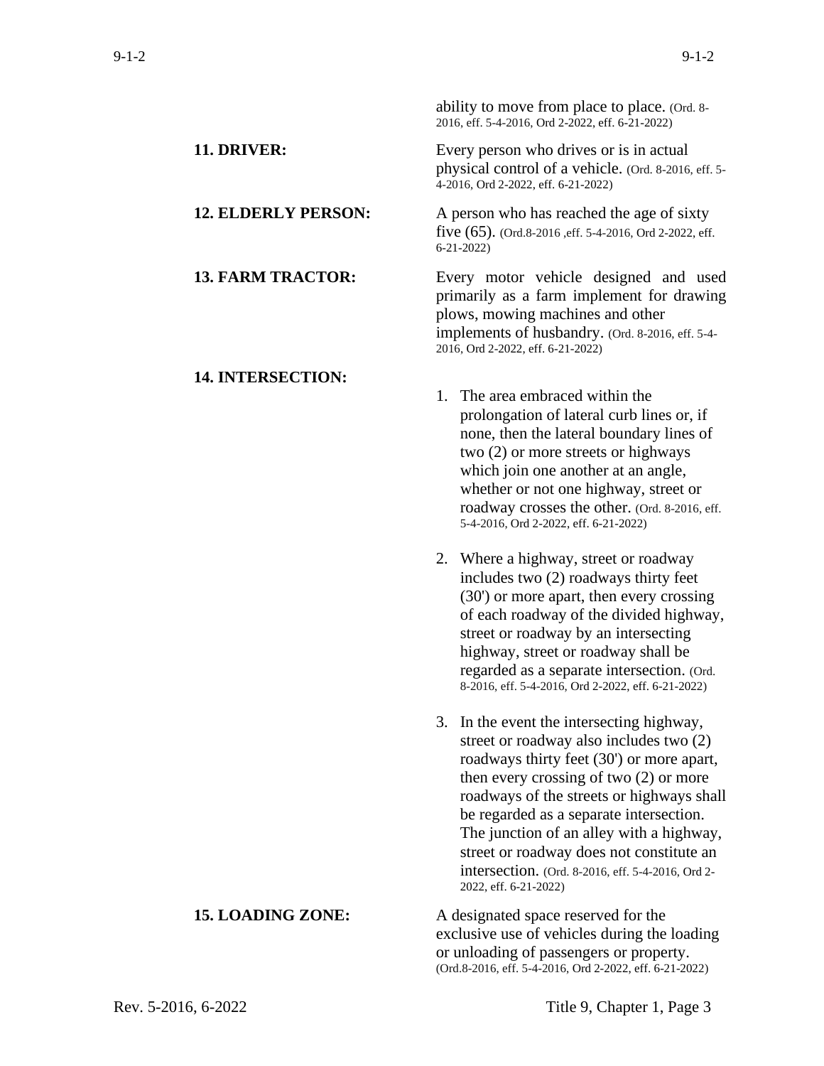ability to move from place to place. (Ord. 8-2016, eff. 5-4-2016, Ord 2-2022, eff. 6-21-2022)

**11. DRIVER:** Every person who drives or is in actual physical control of a vehicle. (Ord. 8-2016, eff. 5-4-2016, Ord 2-2022, eff. 6-21-2022)

**12. ELDERLY PERSON:** A person who has reached the age of sixty five (65). (Ord.8-2016 ,eff. 5-4-2016, Ord 2-2022, eff. 6-21-2022)

**13. FARM TRACTOR:** Every motor vehicle designed and used primarily as a farm implement for drawing plows, mowing machines and other implements of husbandry. (Ord. 8-2016, eff. 5-4-2016, Ord 2-2022, eff. 6-21-2022)

**14. INTERSECTION:**

1. The area embraced within the prolongation of lateral curb lines or, if none, then the lateral boundary lines of two (2) or more streets or highways which join one another at an angle, whether or not one highway, street or roadway crosses the other. (Ord. 8-2016, eff. 5-4-2016, Ord 2-2022, eff. 6-21-2022)

2. Where a highway, street or roadway includes two (2) roadways thirty feet (30') or more apart, then every crossing of each roadway of the divided highway, street or roadway by an intersecting highway, street or roadway shall be regarded as a separate intersection. (Ord. 8-2016, eff. 5-4-2016, Ord 2-2022, eff. 6-21-2022)

3. In the event the intersecting highway, street or roadway also includes two (2) roadways thirty feet (30') or more apart, then every crossing of two (2) or more roadways of the streets or highways shall be regarded as a separate intersection. The junction of an alley with a highway, street or roadway does not constitute an intersection. (Ord. 8-2016, eff. 5-4-2016, Ord 2-2022, eff. 6-21-2022)

**15. LOADING ZONE:** A designated space reserved for the exclusive use of vehicles during the loading or unloading of passengers or property. (Ord.8-2016, eff. 5-4-2016, Ord 2-2022, eff. 6-21-2022)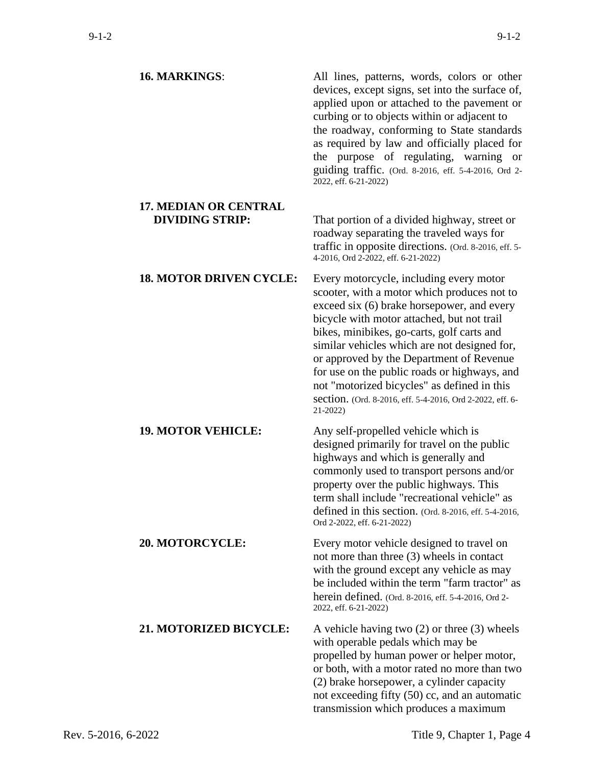**16. MARKINGS**: All lines, patterns, words, colors or other devices, except signs, set into the surface of, applied upon or attached to the pavement or curbing or to objects within or adjacent to the roadway, conforming to State standards as required by law and officially placed for the purpose of regulating, warning or guiding traffic. (Ord. 8-2016, eff. 5-4-2016, Ord 2-2022, eff. 6-21-2022)

**17. MEDIAN OR CENTRAL DIVIDING STRIP:** That portion of a divided highway, street or roadway separating the traveled ways for traffic in opposite directions. (Ord. 8-2016, eff. 5-4-2016, Ord 2-2022, eff. 6-21-2022)

**18. MOTOR DRIVEN CYCLE:** Every motorcycle, including every motor scooter, with a motor which produces not to exceed six (6) brake horsepower, and every bicycle with motor attached, but not trail bikes, minibikes, go-carts, golf carts and similar vehicles which are not designed for, or approved by the Department of Revenue for use on the public roads or highways, and not "motorized bicycles" as defined in this section. (Ord. 8-2016, eff. 5-4-2016, Ord 2-2022, eff. 6-21-2022)

**19. MOTOR VEHICLE:** Any self-propelled vehicle which is designed primarily for travel on the public highways and which is generally and commonly used to transport persons and/or property over the public highways. This term shall include "recreational vehicle" as defined in this section. (Ord. 8-2016, eff. 5-4-2016, Ord 2-2022, eff. 6-21-2022)

**20. MOTORCYCLE:** Every motor vehicle designed to travel on not more than three (3) wheels in contact with the ground except any vehicle as may be included within the term "farm tractor" as herein defined. (Ord. 8-2016, eff. 5-4-2016, Ord 2-2022, eff. 6-21-2022)

**21. MOTORIZED BICYCLE:** A vehicle having two (2) or three (3) wheels with operable pedals which may be propelled by human power or helper motor, or both, with a motor rated no more than two (2) brake horsepower, a cylinder capacity not exceeding fifty (50) cc, and an automatic transmission which produces a maximum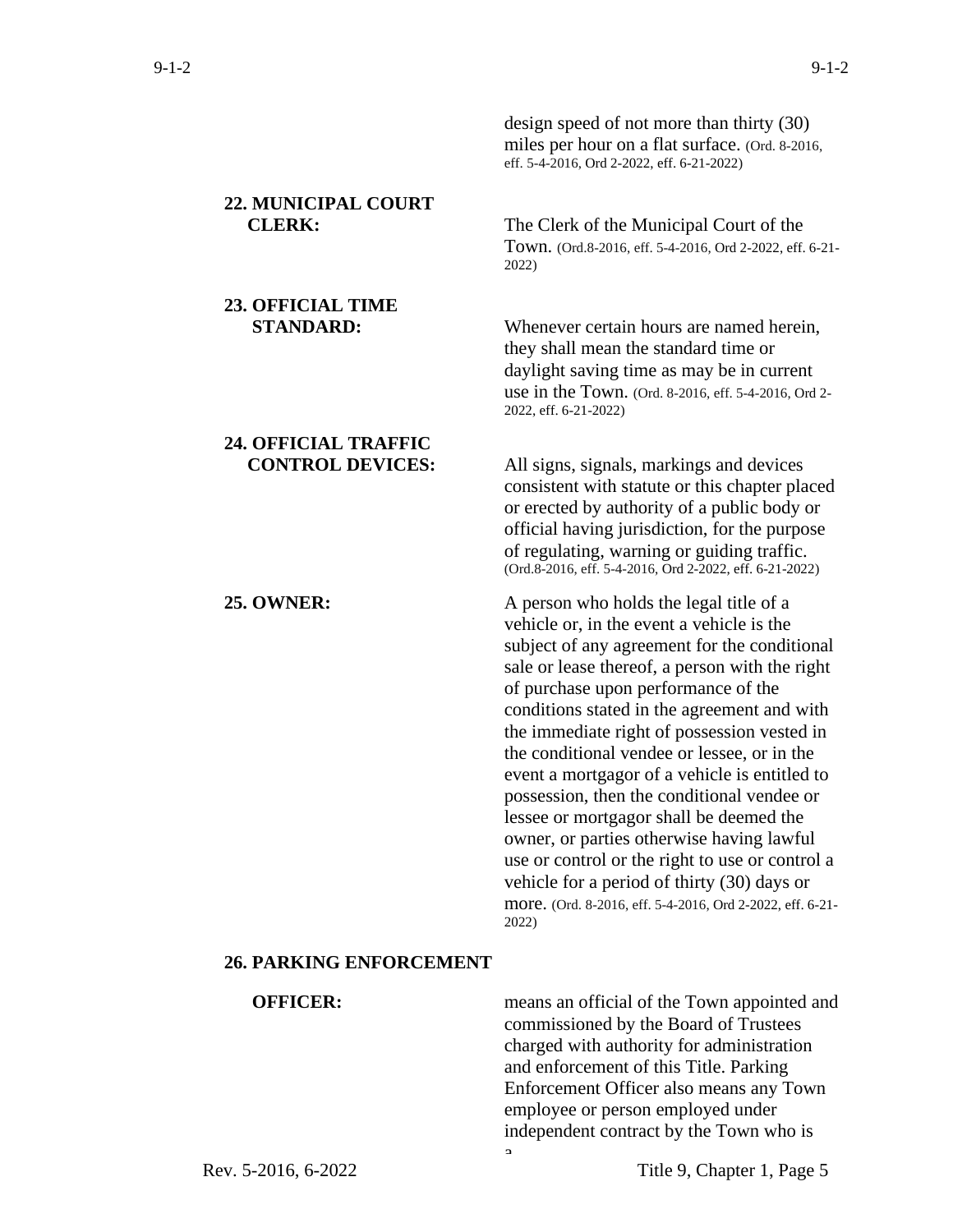design speed of not more than thirty (30) miles per hour on a flat surface. (Ord. 8-2016, eff. 5-4-2016, Ord 2-2022, eff. 6-21-2022)

**22. MUNICIPAL COURT CLERK:** The Clerk of the Municipal Court of the Town. (Ord.8-2016, eff. 5-4-2016, Ord 2-2022, eff. 6-21-2022)

**23. OFFICIAL TIME STANDARD:** Whenever certain hours are named herein, they shall mean the standard time or daylight saving time as may be in current use in the Town. (Ord. 8-2016, eff. 5-4-2016, Ord 2-2022, eff. 6-21-2022)

**24. OFFICIAL TRAFFIC CONTROL DEVICES:** All signs, signals, markings and devices consistent with statute or this chapter placed or erected by authority of a public body or official having jurisdiction, for the purpose of regulating, warning or guiding traffic. (Ord.8-2016, eff. 5-4-2016, Ord 2-2022, eff. 6-21-2022)

**25. OWNER:** A person who holds the legal title of a vehicle or, in the event a vehicle is the subject of any agreement for the conditional sale or lease thereof, a person with the right of purchase upon performance of the conditions stated in the agreement and with the immediate right of possession vested in the conditional vendee or lessee, or in the event a mortgagor of a vehicle is entitled to possession, then the conditional vendee or lessee or mortgagor shall be deemed the owner, or parties otherwise having lawful use or control or the right to use or control a vehicle for a period of thirty (30) days or more. (Ord. 8-2016, eff. 5-4-2016, Ord 2-2022, eff. 6-21-2022)

**26. PARKING ENFORCEMENT OFFICER:** means an official of the Town appointed and commissioned by the Board of Trustees charged with authority for administration and enforcement of this Title. Parking Enforcement Officer also means any Town employee or person employed under independent contract by the Town who is a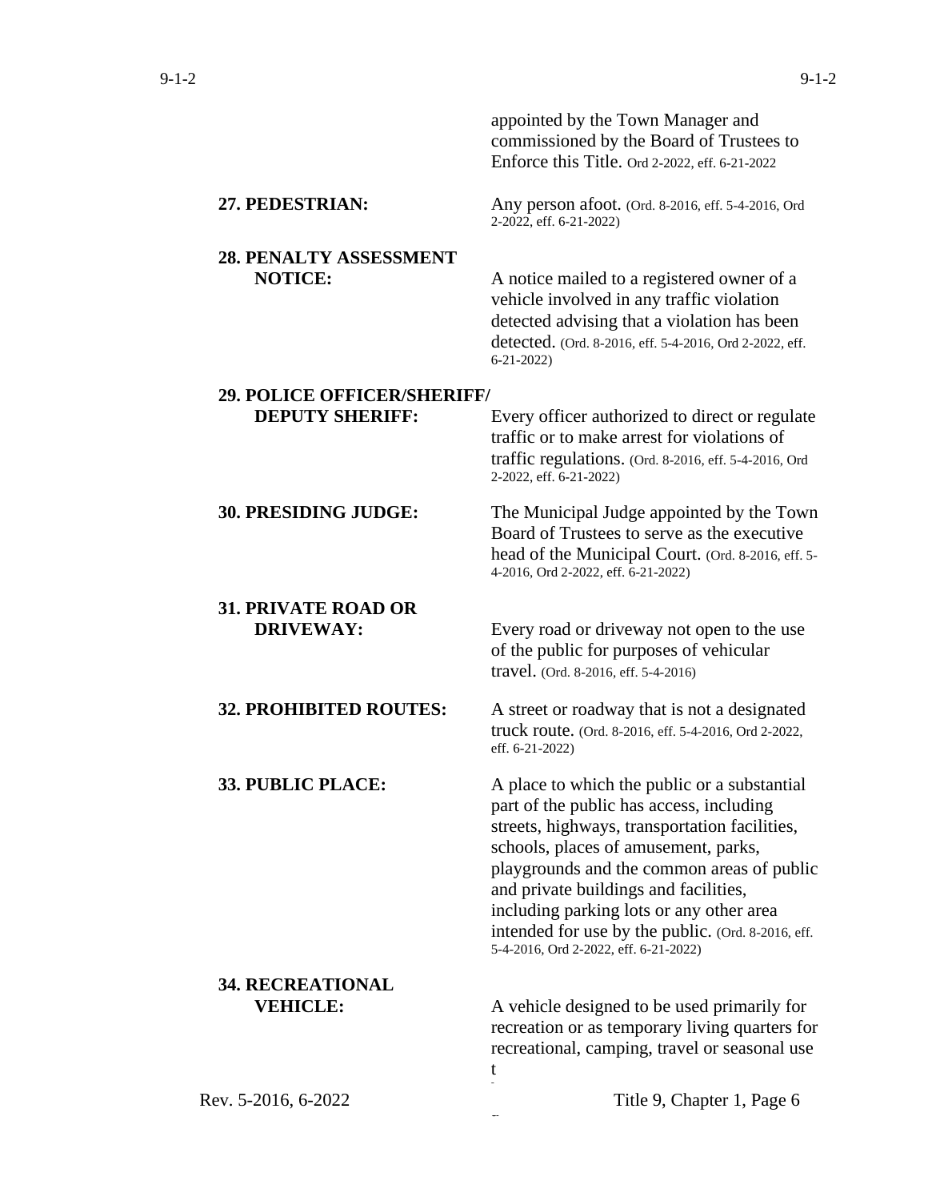appointed by the Town Manager and commissioned by the Board of Trustees to Enforce this Title. Ord 2-2022, eff. 6-21-2022

**27. PEDESTRIAN:** Any person afoot. (Ord. 8-2016, eff. 5-4-2016, Ord 2-2022, eff. 6-21-2022)

**28. PENALTY ASSESSMENT NOTICE:** A notice mailed to a registered owner of a vehicle involved in any traffic violation detected advising that a violation has been detected. (Ord. 8-2016, eff. 5-4-2016, Ord 2-2022, eff. 6-21-2022)

**29. POLICE OFFICER/SHERIFF/ DEPUTY SHERIFF:** Every officer authorized to direct or regulate traffic or to make arrest for violations of traffic regulations. (Ord. 8-2016, eff. 5-4-2016, Ord 2-2022, eff. 6-21-2022)

**30. PRESIDING JUDGE:** The Municipal Judge appointed by the Town Board of Trustees to serve as the executive head of the Municipal Court. (Ord. 8-2016, eff. 5-4-2016, Ord 2-2022, eff. 6-21-2022)

**31. PRIVATE ROAD OR DRIVEWAY:** Every road or driveway not open to the use of the public for purposes of vehicular travel. (Ord. 8-2016, eff. 5-4-2016)

**32. PROHIBITED ROUTES:** A street or roadway that is not a designated truck route. (Ord. 8-2016, eff. 5-4-2016, Ord 2-2022, eff. 6-21-2022)

**33. PUBLIC PLACE:** A place to which the public or a substantial part of the public has access, including streets, highways, transportation facilities, schools, places of amusement, parks, playgrounds and the common areas of public and private buildings and facilities, including parking lots or any other area intended for use by the public. (Ord. 8-2016, eff. 5-4-2016, Ord 2-2022, eff. 6-21-2022)

**34. RECREATIONAL VEHICLE:** A vehicle designed to be used primarily for recreation or as temporary living quarters for recreational, camping, travel or seasonal use t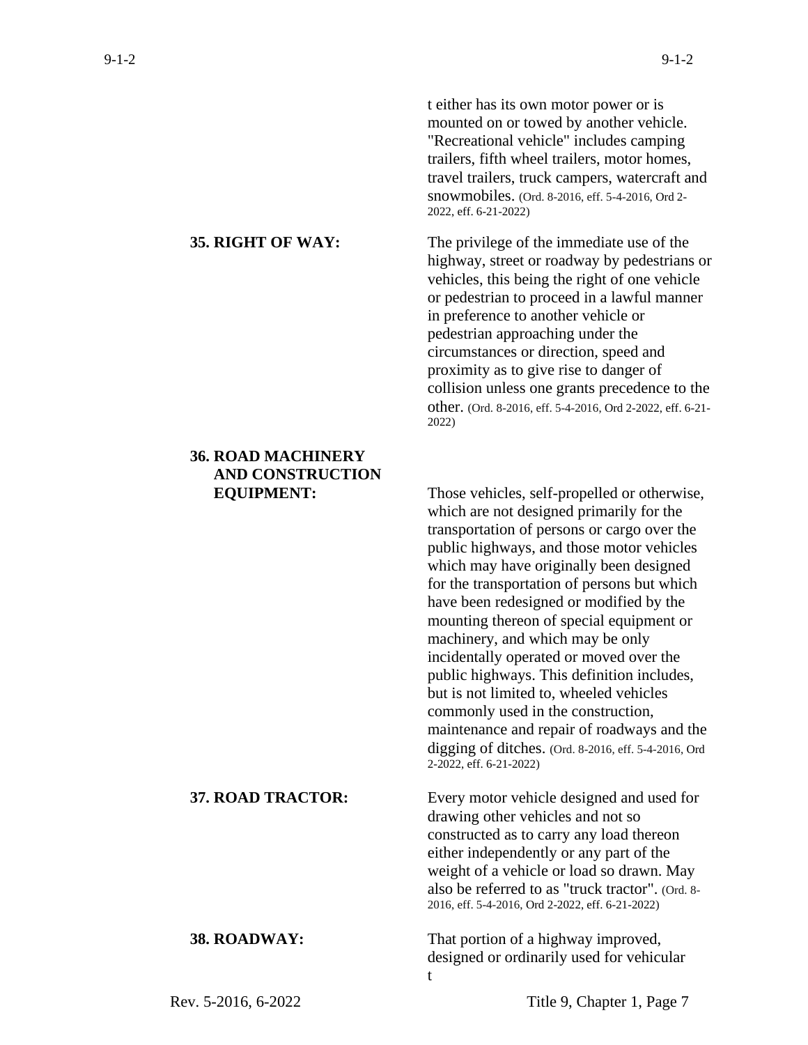t either has its own motor power or is mounted on or towed by another vehicle. "Recreational vehicle" includes camping trailers, fifth wheel trailers, motor homes, travel trailers, truck campers, watercraft and snowmobiles. (Ord. 8-2016, eff. 5-4-2016, Ord 2-2022, eff. 6-21-2022)

**35. RIGHT OF WAY:** The privilege of the immediate use of the highway, street or roadway by pedestrians or vehicles, this being the right of one vehicle or pedestrian to proceed in a lawful manner in preference to another vehicle or pedestrian approaching under the circumstances or direction, speed and proximity as to give rise to danger of collision unless one grants precedence to the other. (Ord. 8-2016, eff. 5-4-2016, Ord 2-2022, eff. 6-21-2022)

**36. ROAD MACHINERY AND CONSTRUCTION EQUIPMENT:** Those vehicles, self-propelled or otherwise, which are not designed primarily for the transportation of persons or cargo over the public highways, and those motor vehicles which may have originally been designed for the transportation of persons but which have been redesigned or modified by the mounting thereon of special equipment or machinery, and which may be only incidentally operated or moved over the public highways. This definition includes, but is not limited to, wheeled vehicles commonly used in the construction, maintenance and repair of roadways and the digging of ditches. (Ord. 8-2016, eff. 5-4-2016, Ord 2-2022, eff. 6-21-2022)

**37. ROAD TRACTOR:** Every motor vehicle designed and used for drawing other vehicles and not so constructed as to carry any load thereon either independently or any part of the weight of a vehicle or load so drawn. May also be referred to as "truck tractor". (Ord. 8-2016, eff. 5-4-2016, Ord 2-2022, eff. 6-21-2022)

**38. ROADWAY:** That portion of a highway improved, designed or ordinarily used for vehicular t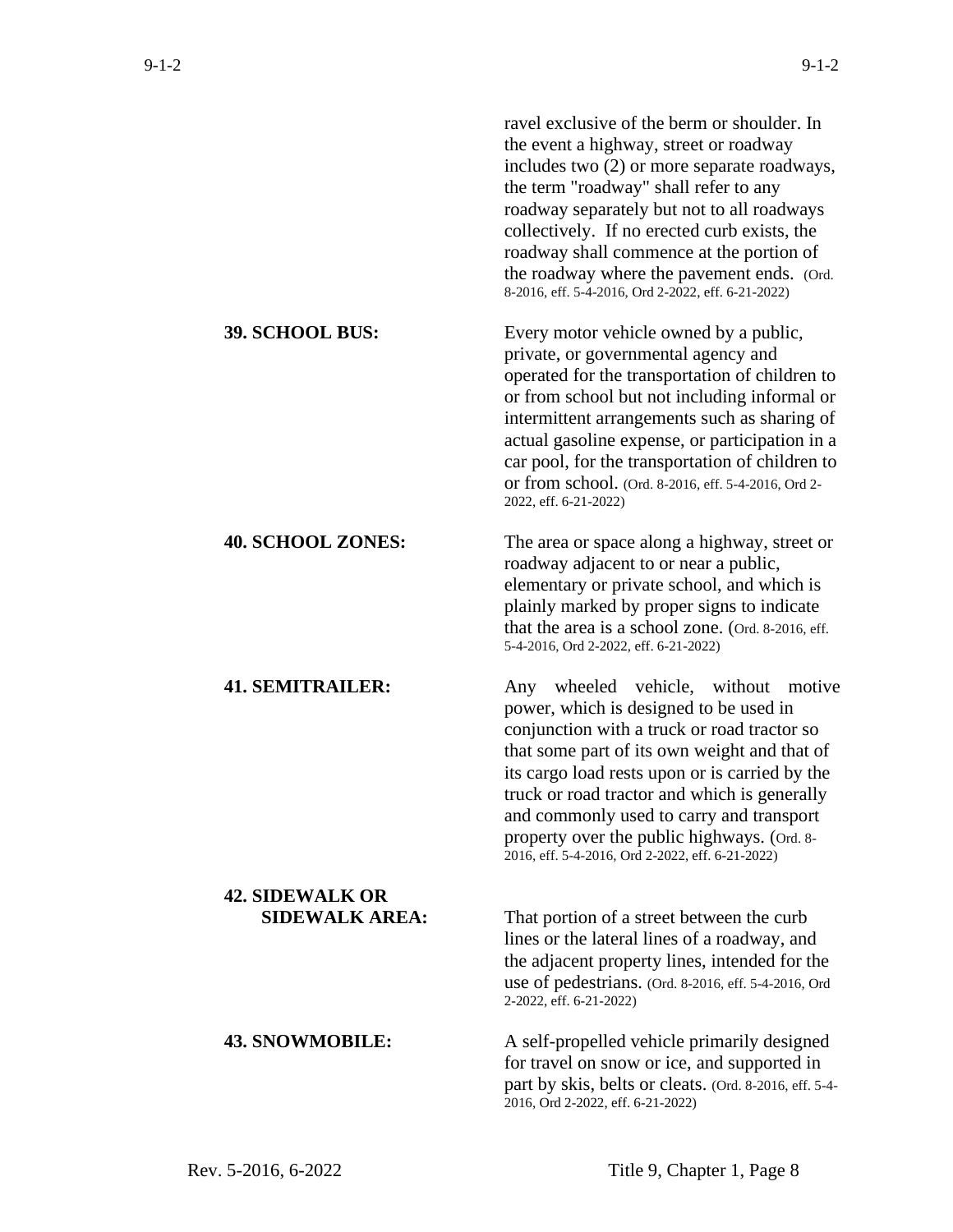ravel exclusive of the berm or shoulder. In the event a highway, street or roadway includes two (2) or more separate roadways, the term "roadway" shall refer to any roadway separately but not to all roadways collectively. If no erected curb exists, the roadway shall commence at the portion of the roadway where the pavement ends. (Ord. 8-2016, eff. 5-4-2016, Ord 2-2022, eff. 6-21-2022)

**39. SCHOOL BUS:** Every motor vehicle owned by a public, private, or governmental agency and operated for the transportation of children to or from school but not including informal or intermittent arrangements such as sharing of actual gasoline expense, or participation in a car pool, for the transportation of children to or from school. (Ord. 8-2016, eff. 5-4-2016, Ord 2-2022, eff. 6-21-2022)

**40. SCHOOL ZONES:** The area or space along a highway, street or roadway adjacent to or near a public, elementary or private school, and which is plainly marked by proper signs to indicate that the area is a school zone. (Ord. 8-2016, eff. 5-4-2016, Ord 2-2022, eff. 6-21-2022)

**41. SEMITRAILER:** Any wheeled vehicle, without motive power, which is designed to be used in conjunction with a truck or road tractor so that some part of its own weight and that of its cargo load rests upon or is carried by the truck or road tractor and which is generally and commonly used to carry and transport property over the public highways. (Ord. 8-2016, eff. 5-4-2016, Ord 2-2022, eff. 6-21-2022)

**42. SIDEWALK OR SIDEWALK AREA:** That portion of a street between the curb lines or the lateral lines of a roadway, and the adjacent property lines, intended for the use of pedestrians. (Ord. 8-2016, eff. 5-4-2016, Ord 2-2022, eff. 6-21-2022)

**43. SNOWMOBILE:** A self-propelled vehicle primarily designed for travel on snow or ice, and supported in part by skis, belts or cleats. (Ord. 8-2016, eff. 5-4-2016, Ord 2-2022, eff. 6-21-2022)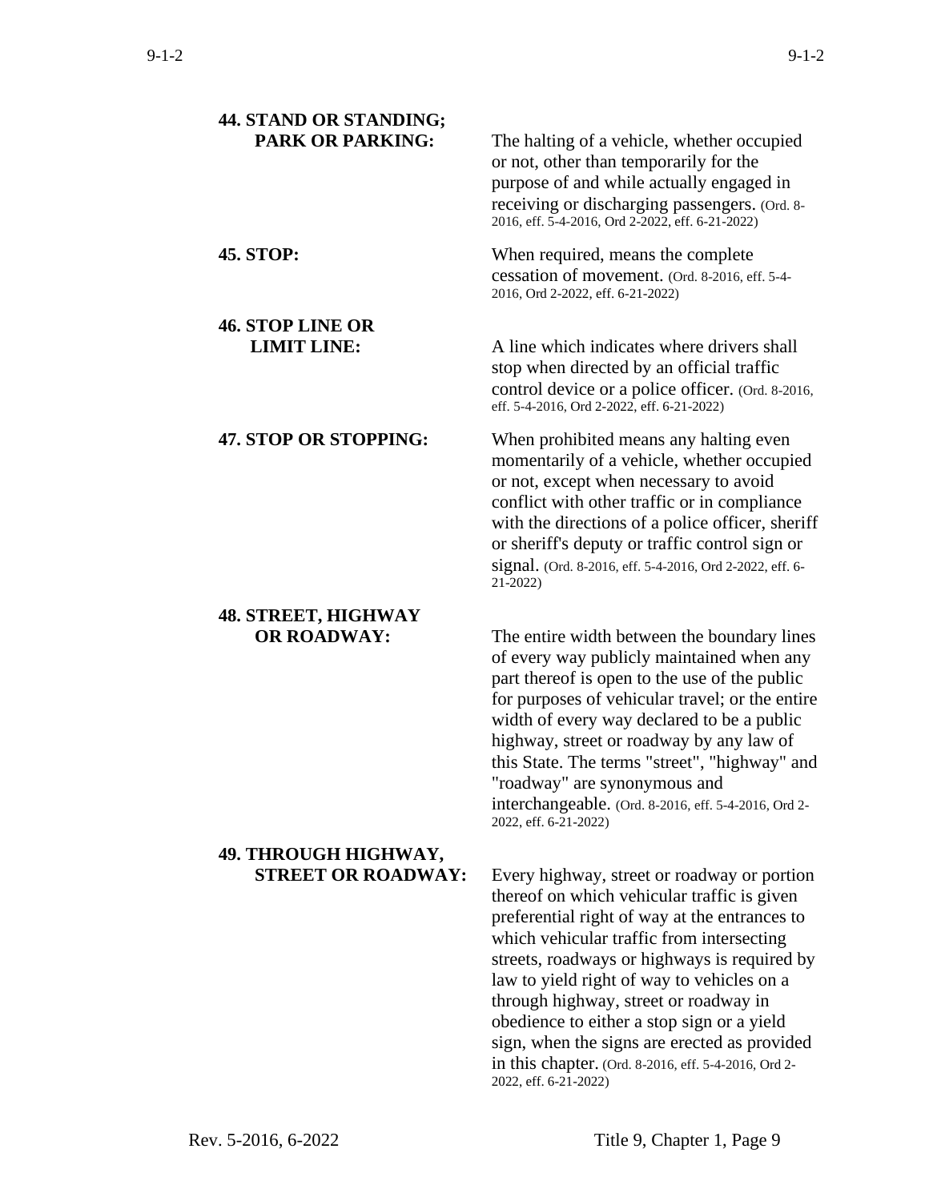**44. STAND OR STANDING; PARK OR PARKING:** The halting of a vehicle, whether occupied or not, other than temporarily for the purpose of and while actually engaged in receiving or discharging passengers. (Ord. 8-2016, eff. 5-4-2016, Ord 2-2022, eff. 6-21-2022)

**45. STOP:** When required, means the complete cessation of movement. (Ord. 8-2016, eff. 5-4-2016, Ord 2-2022, eff. 6-21-2022)

**46. STOP LINE OR LIMIT LINE:** A line which indicates where drivers shall stop when directed by an official traffic control device or a police officer. (Ord. 8-2016, eff. 5-4-2016, Ord 2-2022, eff. 6-21-2022)

**47. STOP OR STOPPING:** When prohibited means any halting even momentarily of a vehicle, whether occupied or not, except when necessary to avoid conflict with other traffic or in compliance with the directions of a police officer, sheriff or sheriff's deputy or traffic control sign or signal. (Ord. 8-2016, eff. 5-4-2016, Ord 2-2022, eff. 6-21-2022)

**48. STREET, HIGHWAY OR ROADWAY:** The entire width between the boundary lines of every way publicly maintained when any part thereof is open to the use of the public for purposes of vehicular travel; or the entire width of every way declared to be a public highway, street or roadway by any law of this State. The terms "street", "highway" and "roadway" are synonymous and interchangeable. (Ord. 8-2016, eff. 5-4-2016, Ord 2-2022, eff. 6-21-2022)

**49. THROUGH HIGHWAY, STREET OR ROADWAY:** Every highway, street or roadway or portion thereof on which vehicular traffic is given preferential right of way at the entrances to which vehicular traffic from intersecting streets, roadways or highways is required by law to yield right of way to vehicles on a through highway, street or roadway in obedience to either a stop sign or a yield sign, when the signs are erected as provided in this chapter. (Ord. 8-2016, eff. 5-4-2016, Ord 2-2022, eff. 6-21-2022)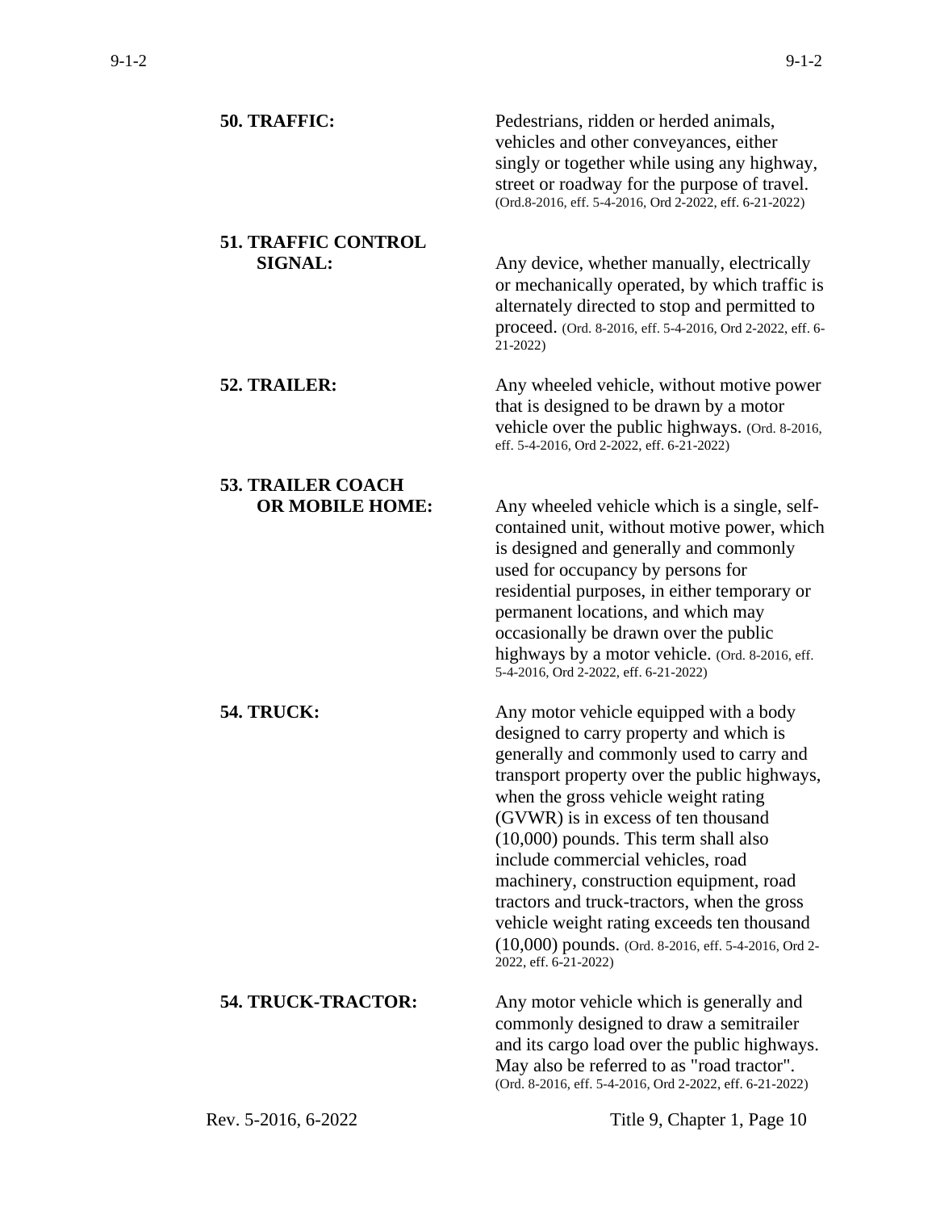**50. TRAFFIC:** Pedestrians, ridden or herded animals, vehicles and other conveyances, either singly or together while using any highway, street or roadway for the purpose of travel. (Ord.8-2016, eff. 5-4-2016, Ord 2-2022, eff. 6-21-2022)

**51. TRAFFIC CONTROL SIGNAL:** Any device, whether manually, electrically or mechanically operated, by which traffic is alternately directed to stop and permitted to proceed. (Ord. 8-2016, eff. 5-4-2016, Ord 2-2022, eff. 6-21-2022)

**52. TRAILER:** Any wheeled vehicle, without motive power that is designed to be drawn by a motor vehicle over the public highways. (Ord. 8-2016, eff. 5-4-2016, Ord 2-2022, eff. 6-21-2022)

**53. TRAILER COACH OR MOBILE HOME:** Any wheeled vehicle which is a single, self-contained unit, without motive power, which is designed and generally and commonly used for occupancy by persons for residential purposes, in either temporary or permanent locations, and which may occasionally be drawn over the public highways by a motor vehicle. (Ord. 8-2016, eff. 5-4-2016, Ord 2-2022, eff. 6-21-2022)

**54. TRUCK:** Any motor vehicle equipped with a body designed to carry property and which is generally and commonly used to carry and transport property over the public highways, when the gross vehicle weight rating (GVWR) is in excess of ten thousand (10,000) pounds. This term shall also include commercial vehicles, road machinery, construction equipment, road tractors and truck-tractors, when the gross vehicle weight rating exceeds ten thousand (10,000) pounds. (Ord. 8-2016, eff. 5-4-2016, Ord 2-2022, eff. 6-21-2022)

**54. TRUCK-TRACTOR:** Any motor vehicle which is generally and commonly designed to draw a semitrailer and its cargo load over the public highways. May also be referred to as "road tractor". (Ord. 8-2016, eff. 5-4-2016, Ord 2-2022, eff. 6-21-2022)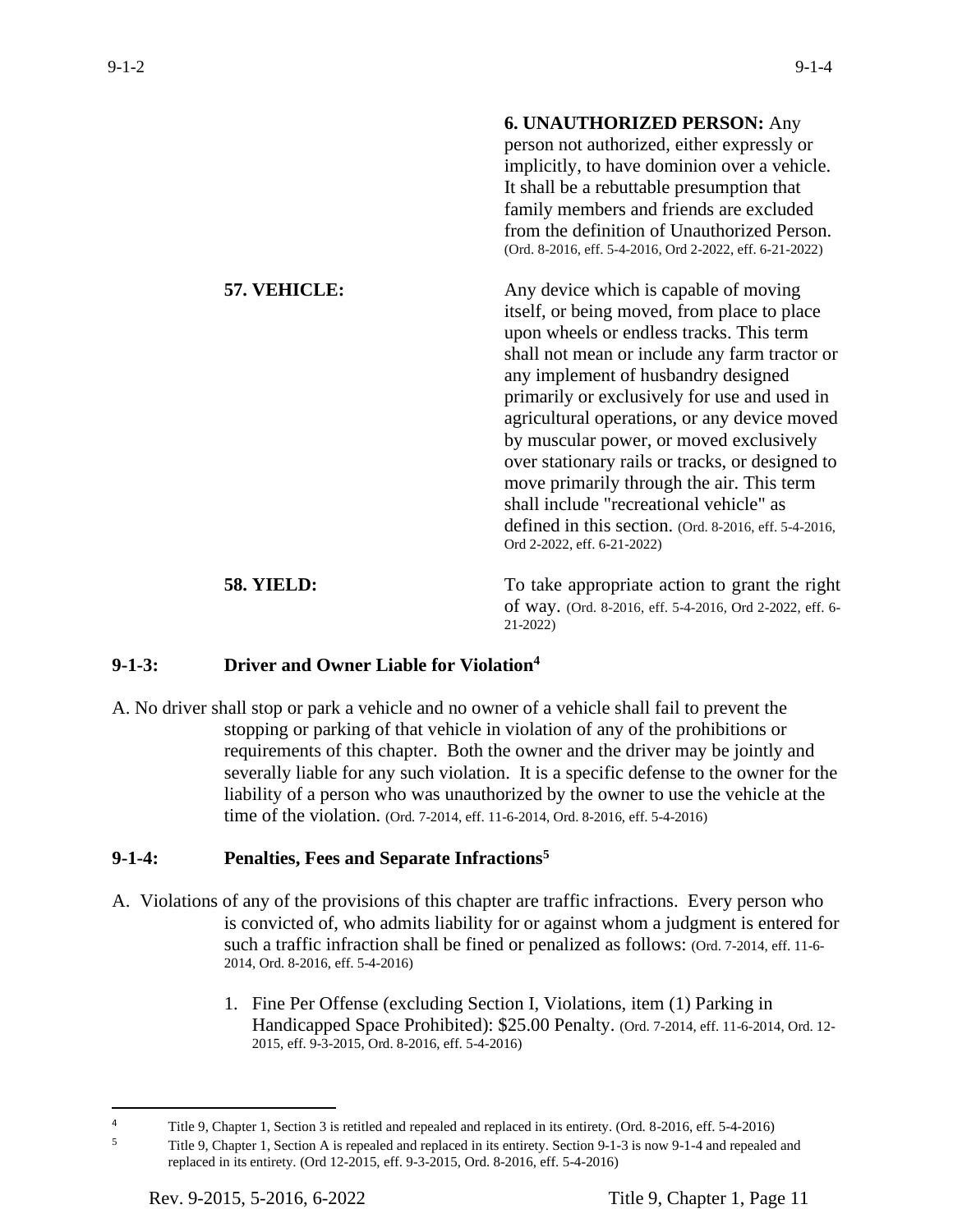**6. UNAUTHORIZED PERSON:** Any person not authorized, either expressly or implicitly, to have dominion over a vehicle. It shall be a rebuttable presumption that family members and friends are excluded from the definition of Unauthorized Person. (Ord. 8-2016, eff. 5-4-2016, Ord 2-2022, eff. 6-21-2022)

**57. VEHICLE:** Any device which is capable of moving itself, or being moved, from place to place upon wheels or endless tracks. This term shall not mean or include any farm tractor or any implement of husbandry designed primarily or exclusively for use and used in agricultural operations, or any device moved by muscular power, or moved exclusively over stationary rails or tracks, or designed to move primarily through the air. This term shall include "recreational vehicle" as defined in this section. (Ord. 8-2016, eff. 5-4-2016, Ord 2-2022, eff. 6-21-2022)

**58. YIELD:** To take appropriate action to grant the right of way. (Ord. 8-2016, eff. 5-4-2016, Ord 2-2022, eff. 6-21-2022)

## 9-1-3: Driver and Owner Liable for Violation[4]

A. No driver shall stop or park a vehicle and no owner of a vehicle shall fail to prevent the stopping or parking of that vehicle in violation of any of the prohibitions or requirements of this chapter. Both the owner and the driver may be jointly and severally liable for any such violation. It is a specific defense to the owner for the liability of a person who was unauthorized by the owner to use the vehicle at the time of the violation. (Ord. 7-2014, eff. 11-6-2014, Ord. 8-2016, eff. 5-4-2016)

## 9-1-4: Penalties, Fees and Separate Infractions[5]

A. Violations of any of the provisions of this chapter are traffic infractions. Every person who is convicted of, who admits liability for or against whom a judgment is entered for such a traffic infraction shall be fined or penalized as follows: (Ord. 7-2014, eff. 11-6-2014, Ord. 8-2016, eff. 5-4-2016)

1. Fine Per Offense (excluding Section I, Violations, item (1) Parking in Handicapped Space Prohibited): $25.00 Penalty. (Ord. 7-2014, eff. 11-6-2014, Ord. 12-2015, eff. 9-3-2015, Ord. 8-2016, eff. 5-4-2016)

---

[4] Title 9, Chapter 1, Section 3 is retitled and repealed and replaced in its entirety. (Ord. 8-2016, eff. 5-4-2016)

[5] Title 9, Chapter 1, Section A is repealed and replaced in its entirety. Section 9-1-3 is now 9-1-4 and repealed and replaced in its entirety. (Ord 12-2015, eff. 9-3-2015, Ord. 8-2016, eff. 5-4-2016)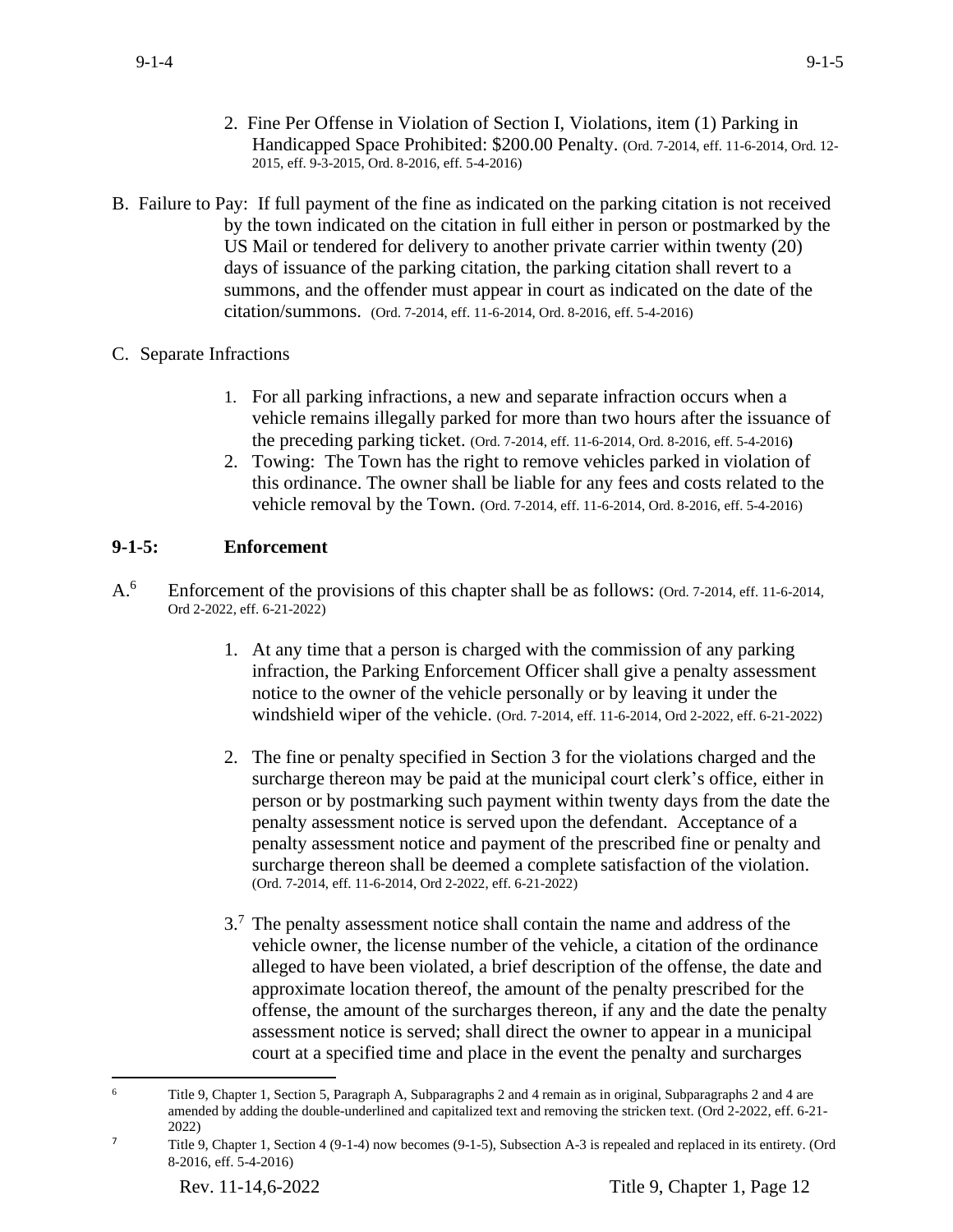2. Fine Per Offense in Violation of Section I, Violations, item (1) Parking in Handicapped Space Prohibited: $200.00 Penalty. (Ord. 7-2014, eff. 11-6-2014, Ord. 12-2015, eff. 9-3-2015, Ord. 8-2016, eff. 5-4-2016)

B. Failure to Pay: If full payment of the fine as indicated on the parking citation is not received by the town indicated on the citation in full either in person or postmarked by the US Mail or tendered for delivery to another private carrier within twenty (20) days of issuance of the parking citation, the parking citation shall revert to a summons, and the offender must appear in court as indicated on the date of the citation/summons. (Ord. 7-2014, eff. 11-6-2014, Ord. 8-2016, eff. 5-4-2016)

C. Separate Infractions

1. For all parking infractions, a new and separate infraction occurs when a vehicle remains illegally parked for more than two hours after the issuance of the preceding parking ticket. (Ord. 7-2014, eff. 11-6-2014, Ord. 8-2016, eff. 5-4-2016)
2. Towing: The Town has the right to remove vehicles parked in violation of this ordinance. The owner shall be liable for any fees and costs related to the vehicle removal by the Town. (Ord. 7-2014, eff. 11-6-2014, Ord. 8-2016, eff. 5-4-2016)

### 9-1-5: Enforcement

A.[6] Enforcement of the provisions of this chapter shall be as follows: (Ord. 7-2014, eff. 11-6-2014, Ord 2-2022, eff. 6-21-2022)

1. At any time that a person is charged with the commission of any parking infraction, the Parking Enforcement Officer shall give a penalty assessment notice to the owner of the vehicle personally or by leaving it under the windshield wiper of the vehicle. (Ord. 7-2014, eff. 11-6-2014, Ord 2-2022, eff. 6-21-2022)

2. The fine or penalty specified in Section 3 for the violations charged and the surcharge thereon may be paid at the municipal court clerk's office, either in person or by postmarking such payment within twenty days from the date the penalty assessment notice is served upon the defendant. Acceptance of a penalty assessment notice and payment of the prescribed fine or penalty and surcharge thereon shall be deemed a complete satisfaction of the violation. (Ord. 7-2014, eff. 11-6-2014, Ord 2-2022, eff. 6-21-2022)

3.[7] The penalty assessment notice shall contain the name and address of the vehicle owner, the license number of the vehicle, a citation of the ordinance alleged to have been violated, a brief description of the offense, the date and approximate location thereof, the amount of the penalty prescribed for the offense, the amount of the surcharges thereon, if any and the date the penalty assessment notice is served; shall direct the owner to appear in a municipal court at a specified time and place in the event the penalty and surcharges

---

[6] Title 9, Chapter 1, Section 5, Paragraph A, Subparagraphs 2 and 4 remain as in original, Subparagraphs 2 and 4 are amended by adding the double-underlined and capitalized text and removing the stricken text. (Ord 2-2022, eff. 6-21-2022)

[7] Title 9, Chapter 1, Section 4 (9-1-4) now becomes (9-1-5), Subsection A-3 is repealed and replaced in its entirety. (Ord 8-2016, eff. 5-4-2016)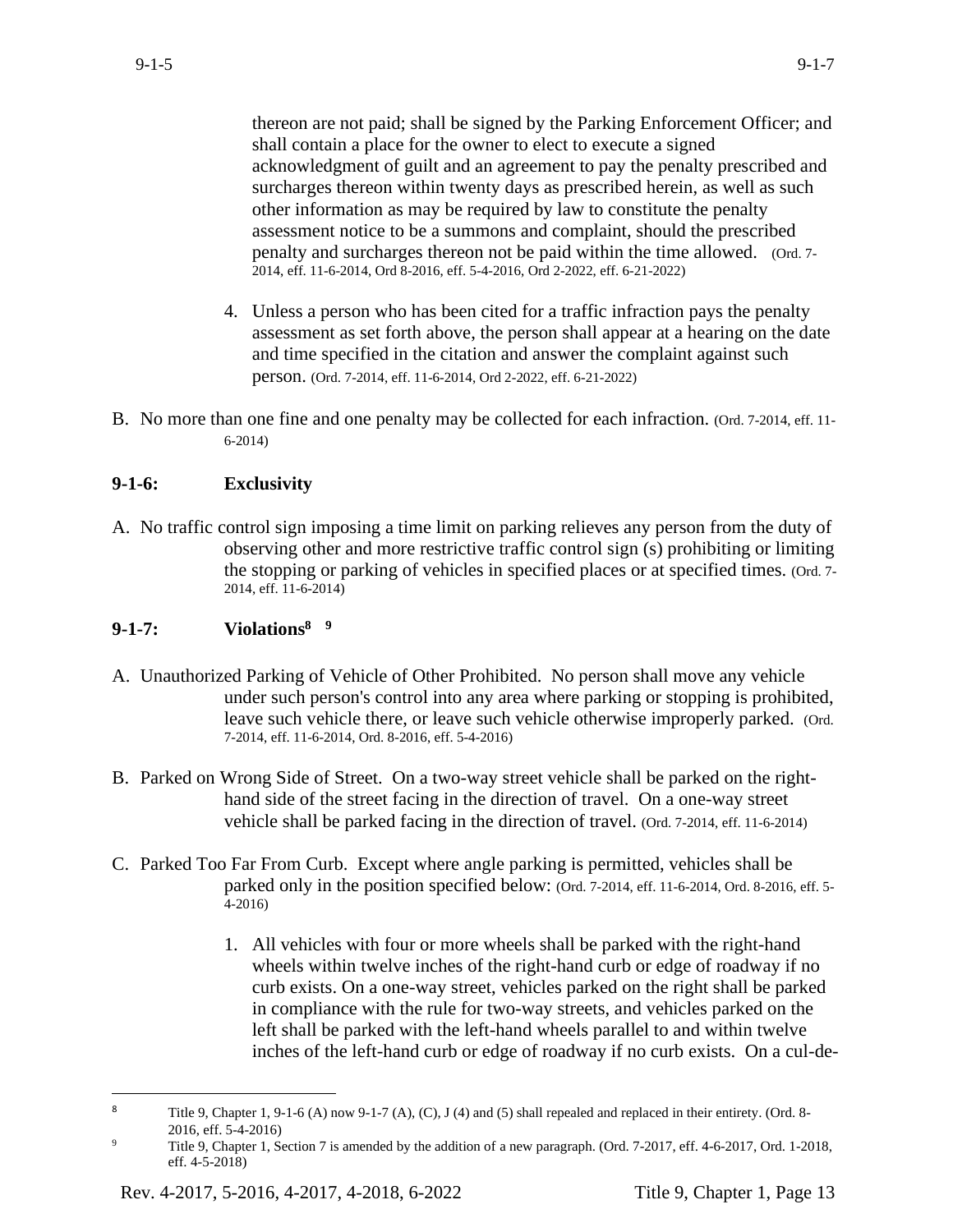thereon are not paid; shall be signed by the Parking Enforcement Officer; and shall contain a place for the owner to elect to execute a signed acknowledgment of guilt and an agreement to pay the penalty prescribed and surcharges thereon within twenty days as prescribed herein, as well as such other information as may be required by law to constitute the penalty assessment notice to be a summons and complaint, should the prescribed penalty and surcharges thereon not be paid within the time allowed. (Ord. 7-2014, eff. 11-6-2014, Ord 8-2016, eff. 5-4-2016, Ord 2-2022, eff. 6-21-2022)

4. Unless a person who has been cited for a traffic infraction pays the penalty assessment as set forth above, the person shall appear at a hearing on the date and time specified in the citation and answer the complaint against such person. (Ord. 7-2014, eff. 11-6-2014, Ord 2-2022, eff. 6-21-2022)

B. No more than one fine and one penalty may be collected for each infraction. (Ord. 7-2014, eff. 11-6-2014)

### 9-1-6: Exclusivity

A. No traffic control sign imposing a time limit on parking relieves any person from the duty of observing other and more restrictive traffic control sign (s) prohibiting or limiting the stopping or parking of vehicles in specified places or at specified times. (Ord. 7-2014, eff. 11-6-2014)

### 9-1-7: Violations[8] [9]

A. Unauthorized Parking of Vehicle of Other Prohibited. No person shall move any vehicle under such person's control into any area where parking or stopping is prohibited, leave such vehicle there, or leave such vehicle otherwise improperly parked. (Ord. 7-2014, eff. 11-6-2014, Ord. 8-2016, eff. 5-4-2016)

B. Parked on Wrong Side of Street. On a two-way street vehicle shall be parked on the right-hand side of the street facing in the direction of travel. On a one-way street vehicle shall be parked facing in the direction of travel. (Ord. 7-2014, eff. 11-6-2014)

C. Parked Too Far From Curb. Except where angle parking is permitted, vehicles shall be parked only in the position specified below: (Ord. 7-2014, eff. 11-6-2014, Ord. 8-2016, eff. 5-4-2016)

1. All vehicles with four or more wheels shall be parked with the right-hand wheels within twelve inches of the right-hand curb or edge of roadway if no curb exists. On a one-way street, vehicles parked on the right shall be parked in compliance with the rule for two-way streets, and vehicles parked on the left shall be parked with the left-hand wheels parallel to and within twelve inches of the left-hand curb or edge of roadway if no curb exists. On a cul-de-

---

[8] Title 9, Chapter 1, 9-1-6 (A) now 9-1-7 (A), (C), J (4) and (5) shall repealed and replaced in their entirety. (Ord. 8-2016, eff. 5-4-2016)

[9] Title 9, Chapter 1, Section 7 is amended by the addition of a new paragraph. (Ord. 7-2017, eff. 4-6-2017, Ord. 1-2018, eff. 4-5-2018)

Rev. 4-2017, 5-2016, 4-2017, 4-2018, 6-2022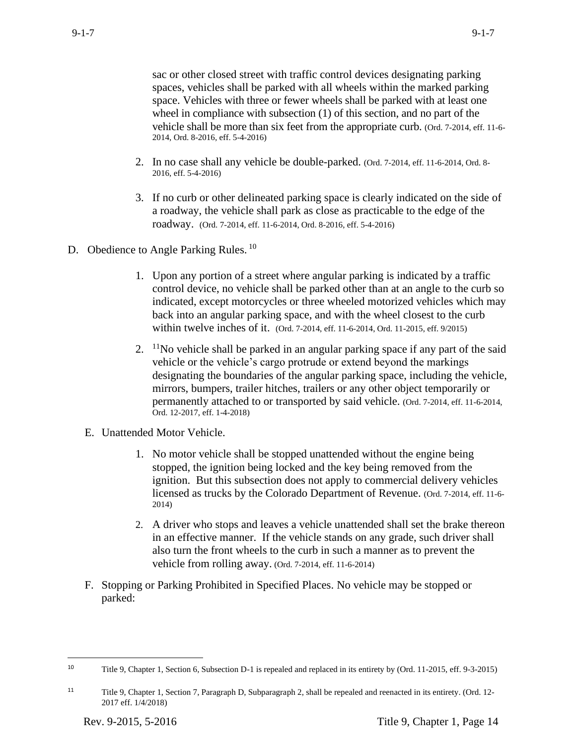sac or other closed street with traffic control devices designating parking spaces, vehicles shall be parked with all wheels within the marked parking space. Vehicles with three or fewer wheels shall be parked with at least one wheel in compliance with subsection (1) of this section, and no part of the vehicle shall be more than six feet from the appropriate curb. (Ord. 7-2014, eff. 11-6-2014, Ord. 8-2016, eff. 5-4-2016)

2. In no case shall any vehicle be double-parked. (Ord. 7-2014, eff. 11-6-2014, Ord. 8-2016, eff. 5-4-2016)

3. If no curb or other delineated parking space is clearly indicated on the side of a roadway, the vehicle shall park as close as practicable to the edge of the roadway. (Ord. 7-2014, eff. 11-6-2014, Ord. 8-2016, eff. 5-4-2016)

D. Obedience to Angle Parking Rules. [10]

1. Upon any portion of a street where angular parking is indicated by a traffic control device, no vehicle shall be parked other than at an angle to the curb so indicated, except motorcycles or three wheeled motorized vehicles which may back into an angular parking space, and with the wheel closest to the curb within twelve inches of it. (Ord. 7-2014, eff. 11-6-2014, Ord. 11-2015, eff. 9/2015)

2. [11]No vehicle shall be parked in an angular parking space if any part of the said vehicle or the vehicle's cargo protrude or extend beyond the markings designating the boundaries of the angular parking space, including the vehicle, mirrors, bumpers, trailer hitches, trailers or any other object temporarily or permanently attached to or transported by said vehicle. (Ord. 7-2014, eff. 11-6-2014, Ord. 12-2017, eff. 1-4-2018)

E. Unattended Motor Vehicle.

1. No motor vehicle shall be stopped unattended without the engine being stopped, the ignition being locked and the key being removed from the ignition. But this subsection does not apply to commercial delivery vehicles licensed as trucks by the Colorado Department of Revenue. (Ord. 7-2014, eff. 11-6-2014)

2. A driver who stops and leaves a vehicle unattended shall set the brake thereon in an effective manner. If the vehicle stands on any grade, such driver shall also turn the front wheels to the curb in such a manner as to prevent the vehicle from rolling away. (Ord. 7-2014, eff. 11-6-2014)

F. Stopping or Parking Prohibited in Specified Places. No vehicle may be stopped or parked:

---

[10] Title 9, Chapter 1, Section 6, Subsection D-1 is repealed and replaced in its entirety by (Ord. 11-2015, eff. 9-3-2015)

[11] Title 9, Chapter 1, Section 7, Paragraph D, Subparagraph 2, shall be repealed and reenacted in its entirety. (Ord. 12-2017 eff. 1/4/2018)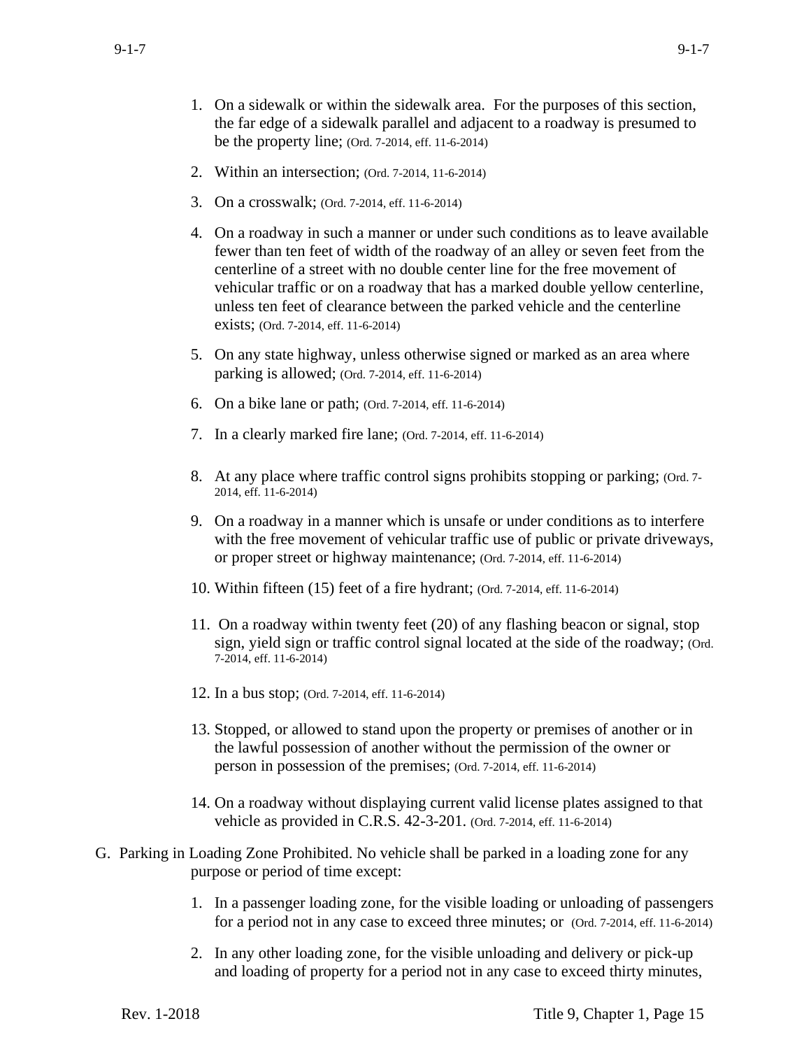1. On a sidewalk or within the sidewalk area. For the purposes of this section, the far edge of a sidewalk parallel and adjacent to a roadway is presumed to be the property line; (Ord. 7-2014, eff. 11-6-2014)

2. Within an intersection; (Ord. 7-2014, 11-6-2014)

3. On a crosswalk; (Ord. 7-2014, eff. 11-6-2014)

4. On a roadway in such a manner or under such conditions as to leave available fewer than ten feet of width of the roadway of an alley or seven feet from the centerline of a street with no double center line for the free movement of vehicular traffic or on a roadway that has a marked double yellow centerline, unless ten feet of clearance between the parked vehicle and the centerline exists; (Ord. 7-2014, eff. 11-6-2014)

5. On any state highway, unless otherwise signed or marked as an area where parking is allowed; (Ord. 7-2014, eff. 11-6-2014)

6. On a bike lane or path; (Ord. 7-2014, eff. 11-6-2014)

7. In a clearly marked fire lane; (Ord. 7-2014, eff. 11-6-2014)

8. At any place where traffic control signs prohibits stopping or parking; (Ord. 7-2014, eff. 11-6-2014)

9. On a roadway in a manner which is unsafe or under conditions as to interfere with the free movement of vehicular traffic use of public or private driveways, or proper street or highway maintenance; (Ord. 7-2014, eff. 11-6-2014)

10. Within fifteen (15) feet of a fire hydrant; (Ord. 7-2014, eff. 11-6-2014)

11. On a roadway within twenty feet (20) of any flashing beacon or signal, stop sign, yield sign or traffic control signal located at the side of the roadway; (Ord. 7-2014, eff. 11-6-2014)

12. In a bus stop; (Ord. 7-2014, eff. 11-6-2014)

13. Stopped, or allowed to stand upon the property or premises of another or in the lawful possession of another without the permission of the owner or person in possession of the premises; (Ord. 7-2014, eff. 11-6-2014)

14. On a roadway without displaying current valid license plates assigned to that vehicle as provided in C.R.S. 42-3-201. (Ord. 7-2014, eff. 11-6-2014)

G. Parking in Loading Zone Prohibited. No vehicle shall be parked in a loading zone for any purpose or period of time except:

1. In a passenger loading zone, for the visible loading or unloading of passengers for a period not in any case to exceed three minutes; or (Ord. 7-2014, eff. 11-6-2014)

2. In any other loading zone, for the visible unloading and delivery or pick-up and loading of property for a period not in any case to exceed thirty minutes,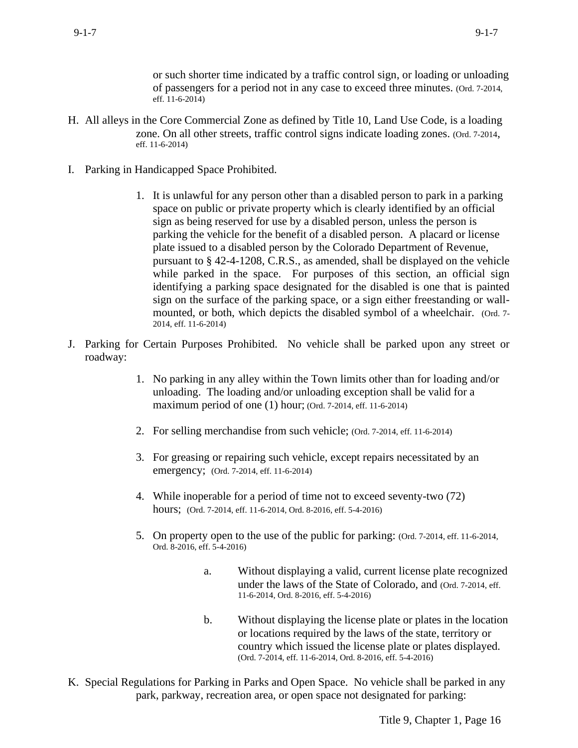or such shorter time indicated by a traffic control sign, or loading or unloading of passengers for a period not in any case to exceed three minutes. (Ord. 7-2014, eff. 11-6-2014)

H. All alleys in the Core Commercial Zone as defined by Title 10, Land Use Code, is a loading zone. On all other streets, traffic control signs indicate loading zones. (Ord. 7-2014, eff. 11-6-2014)

I. Parking in Handicapped Space Prohibited.

1. It is unlawful for any person other than a disabled person to park in a parking space on public or private property which is clearly identified by an official sign as being reserved for use by a disabled person, unless the person is parking the vehicle for the benefit of a disabled person. A placard or license plate issued to a disabled person by the Colorado Department of Revenue, pursuant to § 42-4-1208, C.R.S., as amended, shall be displayed on the vehicle while parked in the space. For purposes of this section, an official sign identifying a parking space designated for the disabled is one that is painted sign on the surface of the parking space, or a sign either freestanding or wall-mounted, or both, which depicts the disabled symbol of a wheelchair. (Ord. 7-2014, eff. 11-6-2014)

J. Parking for Certain Purposes Prohibited. No vehicle shall be parked upon any street or roadway:

1. No parking in any alley within the Town limits other than for loading and/or unloading. The loading and/or unloading exception shall be valid for a maximum period of one (1) hour; (Ord. 7-2014, eff. 11-6-2014)

2. For selling merchandise from such vehicle; (Ord. 7-2014, eff. 11-6-2014)

3. For greasing or repairing such vehicle, except repairs necessitated by an emergency; (Ord. 7-2014, eff. 11-6-2014)

4. While inoperable for a period of time not to exceed seventy-two (72) hours; (Ord. 7-2014, eff. 11-6-2014, Ord. 8-2016, eff. 5-4-2016)

5. On property open to the use of the public for parking: (Ord. 7-2014, eff. 11-6-2014, Ord. 8-2016, eff. 5-4-2016)

   a. Without displaying a valid, current license plate recognized under the laws of the State of Colorado, and (Ord. 7-2014, eff. 11-6-2014, Ord. 8-2016, eff. 5-4-2016)

   b. Without displaying the license plate or plates in the location or locations required by the laws of the state, territory or country which issued the license plate or plates displayed. (Ord. 7-2014, eff. 11-6-2014, Ord. 8-2016, eff. 5-4-2016)

K. Special Regulations for Parking in Parks and Open Space. No vehicle shall be parked in any park, parkway, recreation area, or open space not designated for parking: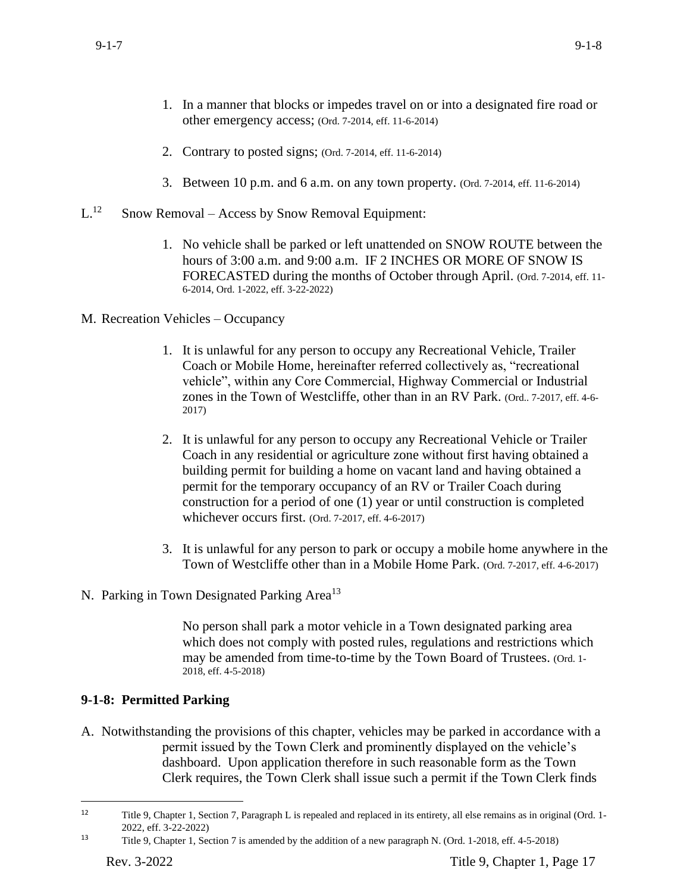1. In a manner that blocks or impedes travel on or into a designated fire road or other emergency access; (Ord. 7-2014, eff. 11-6-2014)

2. Contrary to posted signs; (Ord. 7-2014, eff. 11-6-2014)

3. Between 10 p.m. and 6 a.m. on any town property. (Ord. 7-2014, eff. 11-6-2014)

L.[12] Snow Removal – Access by Snow Removal Equipment:

1. No vehicle shall be parked or left unattended on SNOW ROUTE between the hours of 3:00 a.m. and 9:00 a.m. IF 2 INCHES OR MORE OF SNOW IS FORECASTED during the months of October through April. (Ord. 7-2014, eff. 11-6-2014, Ord. 1-2022, eff. 3-22-2022)

M. Recreation Vehicles – Occupancy

1. It is unlawful for any person to occupy any Recreational Vehicle, Trailer Coach or Mobile Home, hereinafter referred collectively as, "recreational vehicle", within any Core Commercial, Highway Commercial or Industrial zones in the Town of Westcliffe, other than in an RV Park. (Ord.. 7-2017, eff. 4-6-2017)

2. It is unlawful for any person to occupy any Recreational Vehicle or Trailer Coach in any residential or agriculture zone without first having obtained a building permit for building a home on vacant land and having obtained a permit for the temporary occupancy of an RV or Trailer Coach during construction for a period of one (1) year or until construction is completed whichever occurs first. (Ord. 7-2017, eff. 4-6-2017)

3. It is unlawful for any person to park or occupy a mobile home anywhere in the Town of Westcliffe other than in a Mobile Home Park. (Ord. 7-2017, eff. 4-6-2017)

N. Parking in Town Designated Parking Area[13]

No person shall park a motor vehicle in a Town designated parking area which does not comply with posted rules, regulations and restrictions which may be amended from time-to-time by the Town Board of Trustees. (Ord. 1-2018, eff. 4-5-2018)

### 9-1-8: Permitted Parking

A. Notwithstanding the provisions of this chapter, vehicles may be parked in accordance with a permit issued by the Town Clerk and prominently displayed on the vehicle's dashboard. Upon application therefore in such reasonable form as the Town Clerk requires, the Town Clerk shall issue such a permit if the Town Clerk finds

---

[12] Title 9, Chapter 1, Section 7, Paragraph L is repealed and replaced in its entirety, all else remains as in original (Ord. 1-2022, eff. 3-22-2022)

[13] Title 9, Chapter 1, Section 7 is amended by the addition of a new paragraph N. (Ord. 1-2018, eff. 4-5-2018)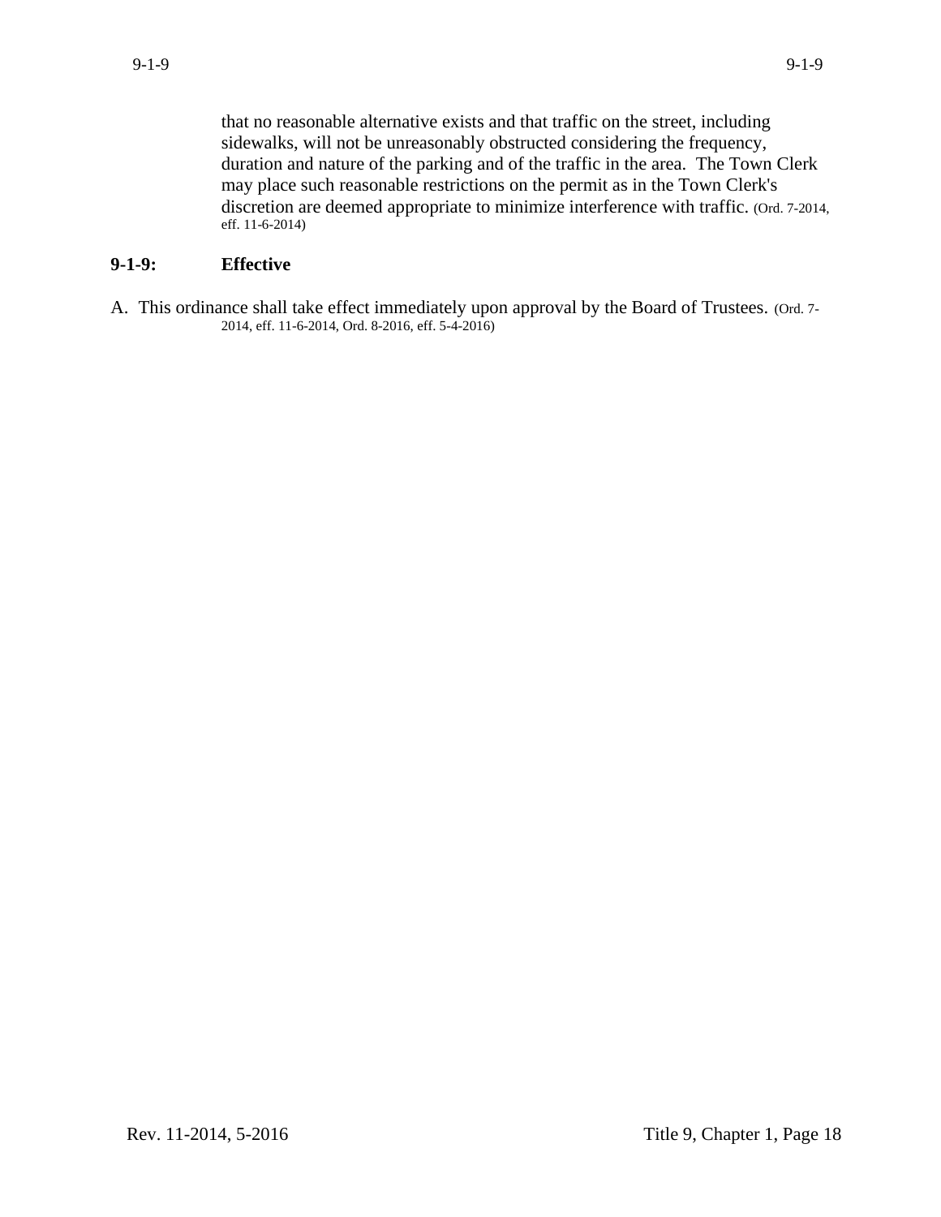that no reasonable alternative exists and that traffic on the street, including sidewalks, will not be unreasonably obstructed considering the frequency, duration and nature of the parking and of the traffic in the area. The Town Clerk may place such reasonable restrictions on the permit as in the Town Clerk's discretion are deemed appropriate to minimize interference with traffic. (Ord. 7-2014, eff. 11-6-2014)

### 9-1-9: Effective

A. This ordinance shall take effect immediately upon approval by the Board of Trustees. (Ord. 7-2014, eff. 11-6-2014, Ord. 8-2016, eff. 5-4-2016)